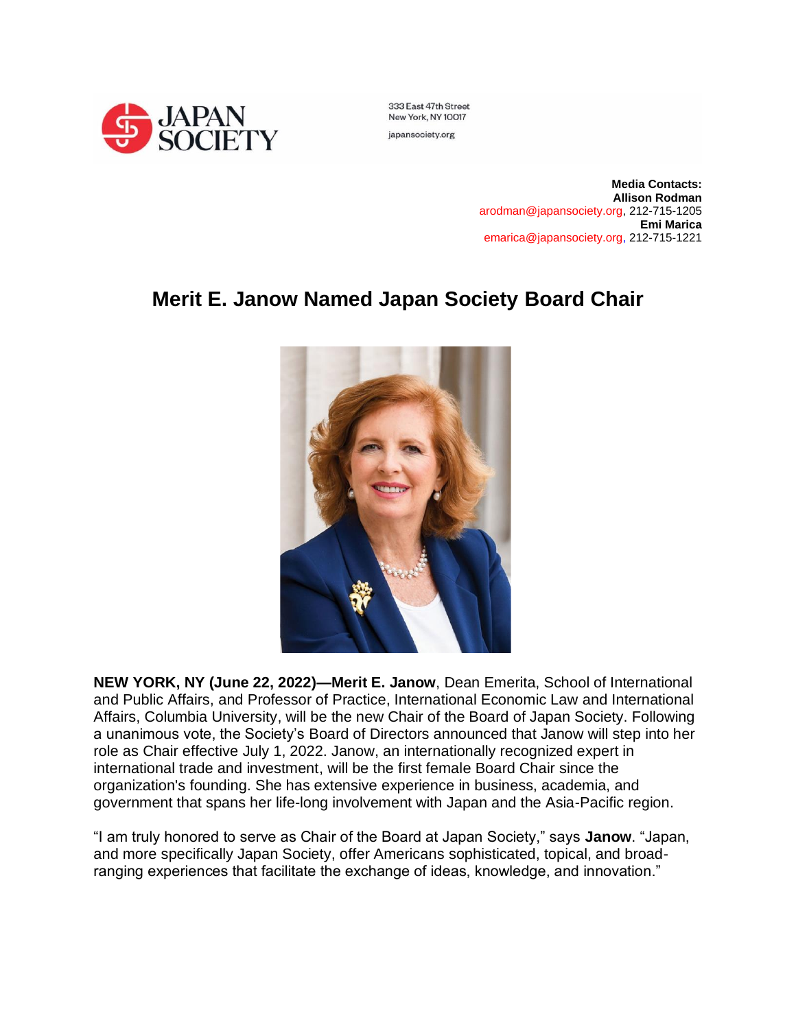JAPAN SOCIETY

333 East 47th Street
New York, NY 10017

japansociety.org

**Media Contacts:**
**Allison Rodman**
arodman@japansociety.org, 212-715-1205
**Emi Marica**
emarica@japansociety.org, 212-715-1221

# Merit E. Janow Named Japan Society Board Chair

**NEW YORK, NY (June 22, 2022)—Merit E. Janow**, Dean Emerita, School of International and Public Affairs, and Professor of Practice, International Economic Law and International Affairs, Columbia University, will be the new Chair of the Board of Japan Society. Following a unanimous vote, the Society's Board of Directors announced that Janow will step into her role as Chair effective July 1, 2022. Janow, an internationally recognized expert in international trade and investment, will be the first female Board Chair since the organization's founding. She has extensive experience in business, academia, and government that spans her life-long involvement with Japan and the Asia-Pacific region.

"I am truly honored to serve as Chair of the Board at Japan Society," says **Janow**. "Japan, and more specifically Japan Society, offer Americans sophisticated, topical, and broad-ranging experiences that facilitate the exchange of ideas, knowledge, and innovation."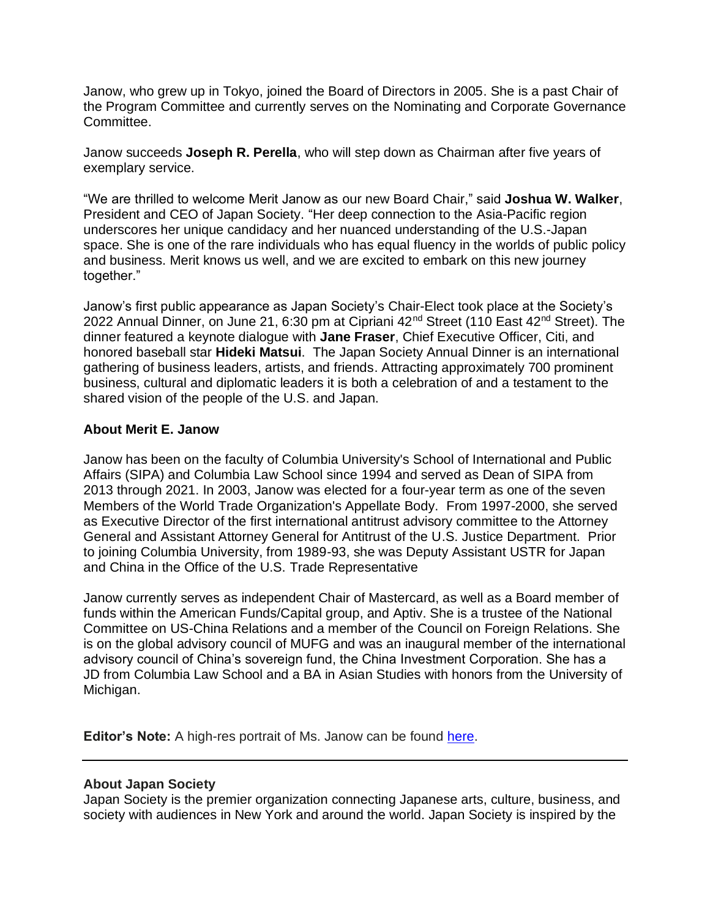Janow, who grew up in Tokyo, joined the Board of Directors in 2005. She is a past Chair of the Program Committee and currently serves on the Nominating and Corporate Governance Committee.

Janow succeeds **Joseph R. Perella**, who will step down as Chairman after five years of exemplary service.

"We are thrilled to welcome Merit Janow as our new Board Chair," said **Joshua W. Walker**, President and CEO of Japan Society. "Her deep connection to the Asia-Pacific region underscores her unique candidacy and her nuanced understanding of the U.S.-Japan space. She is one of the rare individuals who has equal fluency in the worlds of public policy and business. Merit knows us well, and we are excited to embark on this new journey together."

Janow's first public appearance as Japan Society's Chair-Elect took place at the Society's 2022 Annual Dinner, on June 21, 6:30 pm at Cipriani 42nd Street (110 East 42nd Street). The dinner featured a keynote dialogue with **Jane Fraser**, Chief Executive Officer, Citi, and honored baseball star **Hideki Matsui**. The Japan Society Annual Dinner is an international gathering of business leaders, artists, and friends. Attracting approximately 700 prominent business, cultural and diplomatic leaders it is both a celebration of and a testament to the shared vision of the people of the U.S. and Japan.

**About Merit E. Janow**

Janow has been on the faculty of Columbia University's School of International and Public Affairs (SIPA) and Columbia Law School since 1994 and served as Dean of SIPA from 2013 through 2021. In 2003, Janow was elected for a four-year term as one of the seven Members of the World Trade Organization's Appellate Body. From 1997-2000, she served as Executive Director of the first international antitrust advisory committee to the Attorney General and Assistant Attorney General for Antitrust of the U.S. Justice Department. Prior to joining Columbia University, from 1989-93, she was Deputy Assistant USTR for Japan and China in the Office of the U.S. Trade Representative

Janow currently serves as independent Chair of Mastercard, as well as a Board member of funds within the American Funds/Capital group, and Aptiv. She is a trustee of the National Committee on US-China Relations and a member of the Council on Foreign Relations. She is on the global advisory council of MUFG and was an inaugural member of the international advisory council of China's sovereign fund, the China Investment Corporation. She has a JD from Columbia Law School and a BA in Asian Studies with honors from the University of Michigan.

**Editor's Note:** A high-res portrait of Ms. Janow can be found here.

---

**About Japan Society**

Japan Society is the premier organization connecting Japanese arts, culture, business, and society with audiences in New York and around the world. Japan Society is inspired by the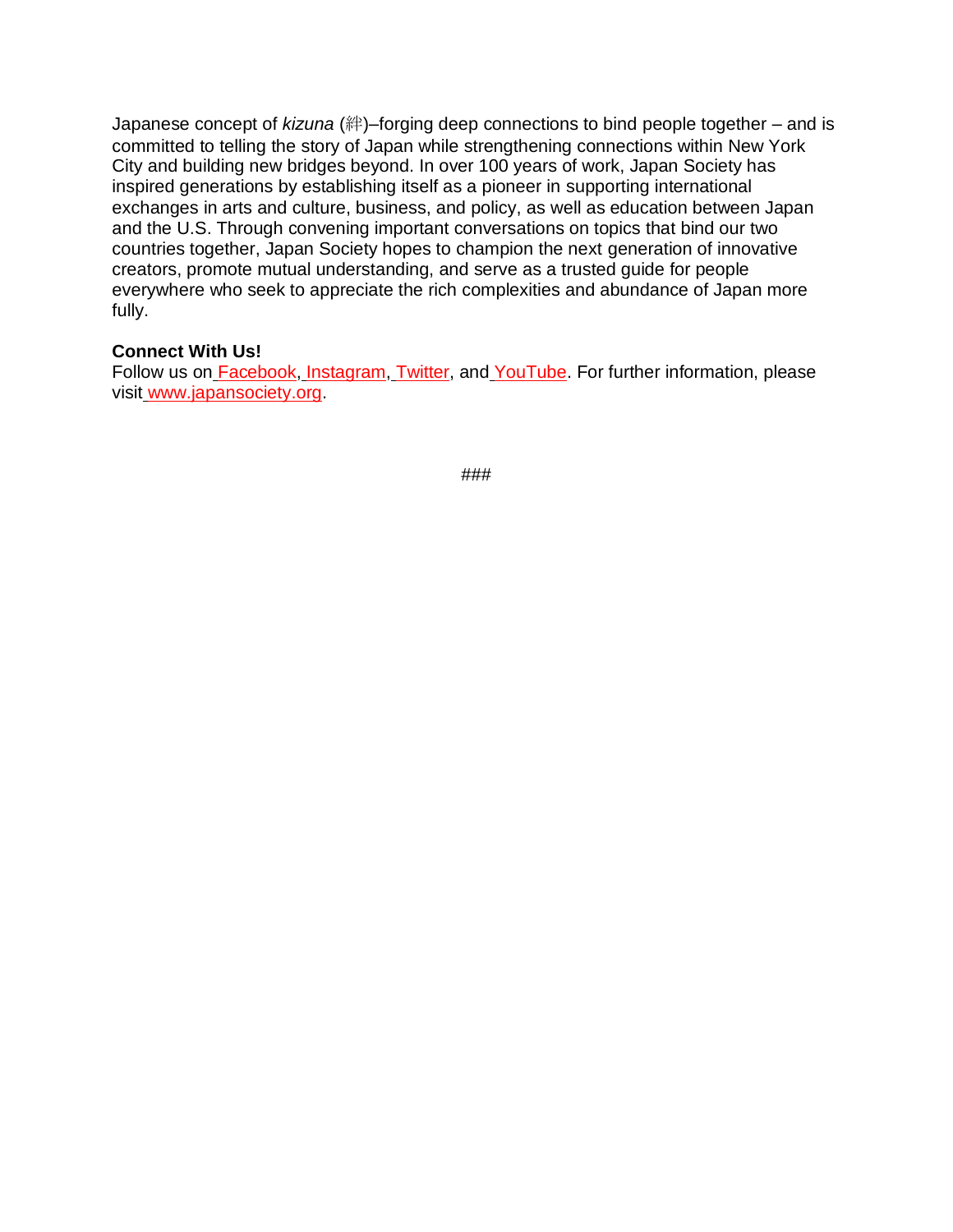Japanese concept of *kizuna* (絆)–forging deep connections to bind people together – and is committed to telling the story of Japan while strengthening connections within New York City and building new bridges beyond. In over 100 years of work, Japan Society has inspired generations by establishing itself as a pioneer in supporting international exchanges in arts and culture, business, and policy, as well as education between Japan and the U.S. Through convening important conversations on topics that bind our two countries together, Japan Society hopes to champion the next generation of innovative creators, promote mutual understanding, and serve as a trusted guide for people everywhere who seek to appreciate the rich complexities and abundance of Japan more fully.

**Connect With Us!**
Follow us on Facebook, Instagram, Twitter, and YouTube. For further information, please visit www.japansociety.org.

###